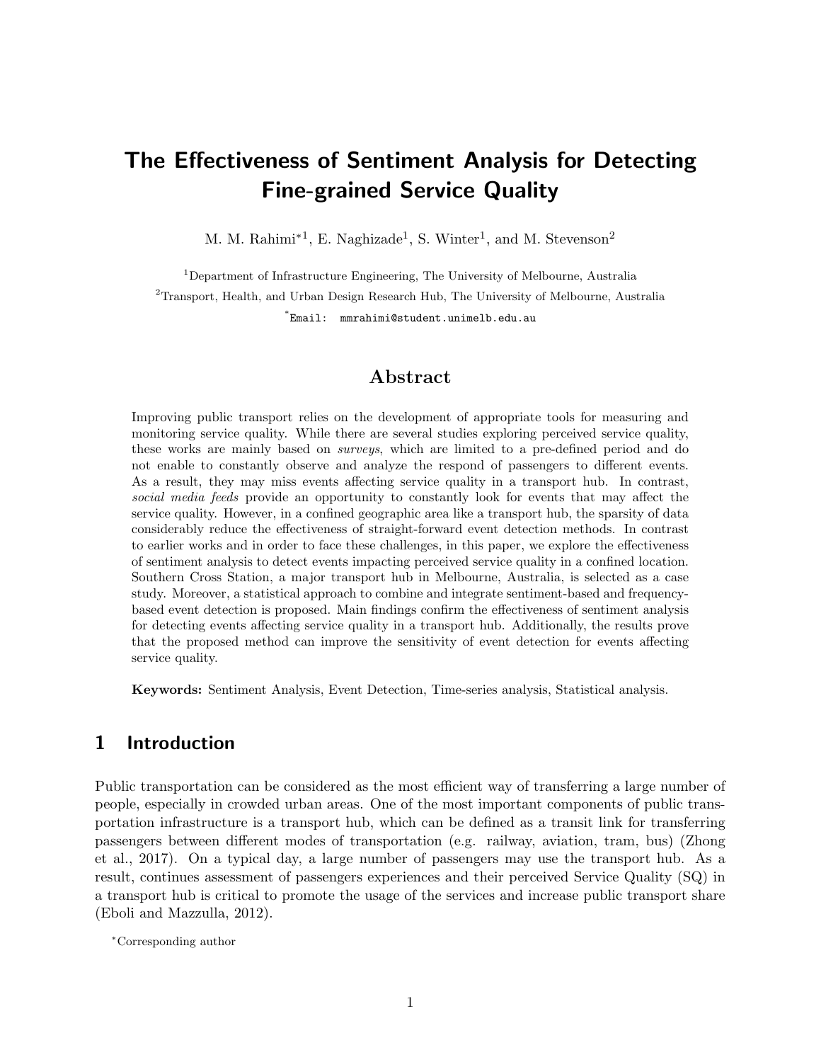# The Effectiveness of Sentiment Analysis for Detecting Fine-grained Service Quality

M. M. Rahimi*[1], E. Naghizade[1], S. Winter[1], and M. Stevenson[2]

[1]Department of Infrastructure Engineering, The University of Melbourne, Australia

[2]Transport, Health, and Urban Design Research Hub, The University of Melbourne, Australia

*Email: mmrahimi@student.unimelb.edu.au

## Abstract

Improving public transport relies on the development of appropriate tools for measuring and monitoring service quality. While there are several studies exploring perceived service quality, these works are mainly based on *surveys*, which are limited to a pre-defined period and do not enable to constantly observe and analyze the respond of passengers to different events. As a result, they may miss events affecting service quality in a transport hub. In contrast, *social media feeds* provide an opportunity to constantly look for events that may affect the service quality. However, in a confined geographic area like a transport hub, the sparsity of data considerably reduce the effectiveness of straight-forward event detection methods. In contrast to earlier works and in order to face these challenges, in this paper, we explore the effectiveness of sentiment analysis to detect events impacting perceived service quality in a confined location. Southern Cross Station, a major transport hub in Melbourne, Australia, is selected as a case study. Moreover, a statistical approach to combine and integrate sentiment-based and frequency-based event detection is proposed. Main findings confirm the effectiveness of sentiment analysis for detecting events affecting service quality in a transport hub. Additionally, the results prove that the proposed method can improve the sensitivity of event detection for events affecting service quality.

**Keywords:** Sentiment Analysis, Event Detection, Time-series analysis, Statistical analysis.

## 1 Introduction

Public transportation can be considered as the most efficient way of transferring a large number of people, especially in crowded urban areas. One of the most important components of public transportation infrastructure is a transport hub, which can be defined as a transit link for transferring passengers between different modes of transportation (e.g. railway, aviation, tram, bus) (Zhong et al., 2017). On a typical day, a large number of passengers may use the transport hub. As a result, continues assessment of passengers experiences and their perceived Service Quality (SQ) in a transport hub is critical to promote the usage of the services and increase public transport share (Eboli and Mazzulla, 2012).

*Corresponding author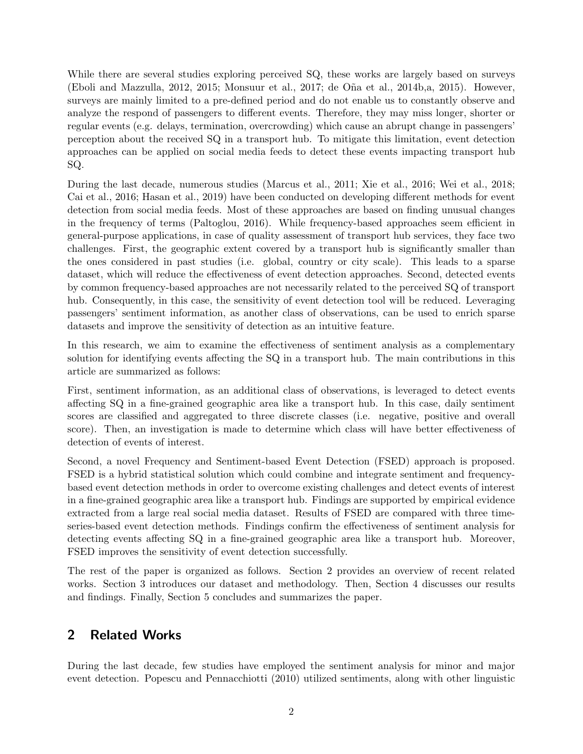While there are several studies exploring perceived SQ, these works are largely based on surveys (Eboli and Mazzulla, 2012, 2015; Monsuur et al., 2017; de Oña et al., 2014b,a, 2015). However, surveys are mainly limited to a pre-defined period and do not enable us to constantly observe and analyze the respond of passengers to different events. Therefore, they may miss longer, shorter or regular events (e.g. delays, termination, overcrowding) which cause an abrupt change in passengers' perception about the received SQ in a transport hub. To mitigate this limitation, event detection approaches can be applied on social media feeds to detect these events impacting transport hub SQ.

During the last decade, numerous studies (Marcus et al., 2011; Xie et al., 2016; Wei et al., 2018; Cai et al., 2016; Hasan et al., 2019) have been conducted on developing different methods for event detection from social media feeds. Most of these approaches are based on finding unusual changes in the frequency of terms (Paltoglou, 2016). While frequency-based approaches seem efficient in general-purpose applications, in case of quality assessment of transport hub services, they face two challenges. First, the geographic extent covered by a transport hub is significantly smaller than the ones considered in past studies (i.e. global, country or city scale). This leads to a sparse dataset, which will reduce the effectiveness of event detection approaches. Second, detected events by common frequency-based approaches are not necessarily related to the perceived SQ of transport hub. Consequently, in this case, the sensitivity of event detection tool will be reduced. Leveraging passengers' sentiment information, as another class of observations, can be used to enrich sparse datasets and improve the sensitivity of detection as an intuitive feature.

In this research, we aim to examine the effectiveness of sentiment analysis as a complementary solution for identifying events affecting the SQ in a transport hub. The main contributions in this article are summarized as follows:

First, sentiment information, as an additional class of observations, is leveraged to detect events affecting SQ in a fine-grained geographic area like a transport hub. In this case, daily sentiment scores are classified and aggregated to three discrete classes (i.e. negative, positive and overall score). Then, an investigation is made to determine which class will have better effectiveness of detection of events of interest.

Second, a novel Frequency and Sentiment-based Event Detection (FSED) approach is proposed. FSED is a hybrid statistical solution which could combine and integrate sentiment and frequency-based event detection methods in order to overcome existing challenges and detect events of interest in a fine-grained geographic area like a transport hub. Findings are supported by empirical evidence extracted from a large real social media dataset. Results of FSED are compared with three time-series-based event detection methods. Findings confirm the effectiveness of sentiment analysis for detecting events affecting SQ in a fine-grained geographic area like a transport hub. Moreover, FSED improves the sensitivity of event detection successfully.

The rest of the paper is organized as follows. Section 2 provides an overview of recent related works. Section 3 introduces our dataset and methodology. Then, Section 4 discusses our results and findings. Finally, Section 5 concludes and summarizes the paper.

## 2 Related Works

During the last decade, few studies have employed the sentiment analysis for minor and major event detection. Popescu and Pennacchiotti (2010) utilized sentiments, along with other linguistic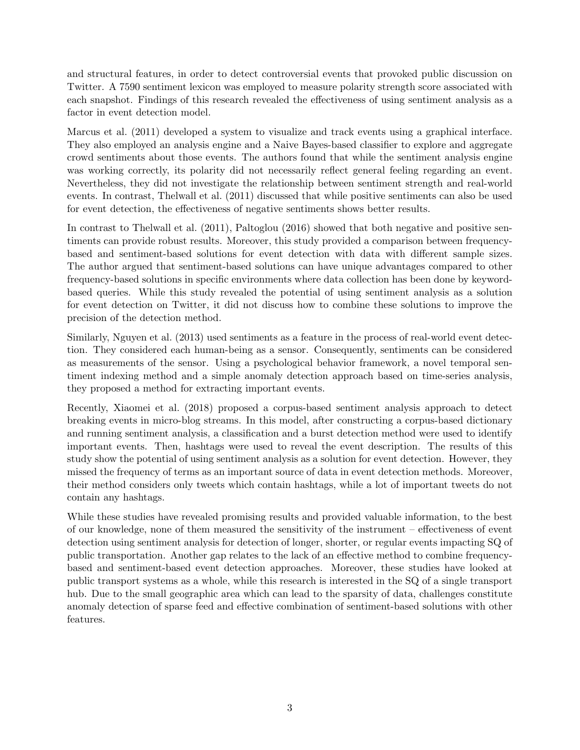and structural features, in order to detect controversial events that provoked public discussion on Twitter. A 7590 sentiment lexicon was employed to measure polarity strength score associated with each snapshot. Findings of this research revealed the effectiveness of using sentiment analysis as a factor in event detection model.

Marcus et al. (2011) developed a system to visualize and track events using a graphical interface. They also employed an analysis engine and a Naive Bayes-based classifier to explore and aggregate crowd sentiments about those events. The authors found that while the sentiment analysis engine was working correctly, its polarity did not necessarily reflect general feeling regarding an event. Nevertheless, they did not investigate the relationship between sentiment strength and real-world events. In contrast, Thelwall et al. (2011) discussed that while positive sentiments can also be used for event detection, the effectiveness of negative sentiments shows better results.

In contrast to Thelwall et al. (2011), Paltoglou (2016) showed that both negative and positive sentiments can provide robust results. Moreover, this study provided a comparison between frequency-based and sentiment-based solutions for event detection with data with different sample sizes. The author argued that sentiment-based solutions can have unique advantages compared to other frequency-based solutions in specific environments where data collection has been done by keyword-based queries. While this study revealed the potential of using sentiment analysis as a solution for event detection on Twitter, it did not discuss how to combine these solutions to improve the precision of the detection method.

Similarly, Nguyen et al. (2013) used sentiments as a feature in the process of real-world event detection. They considered each human-being as a sensor. Consequently, sentiments can be considered as measurements of the sensor. Using a psychological behavior framework, a novel temporal sentiment indexing method and a simple anomaly detection approach based on time-series analysis, they proposed a method for extracting important events.

Recently, Xiaomei et al. (2018) proposed a corpus-based sentiment analysis approach to detect breaking events in micro-blog streams. In this model, after constructing a corpus-based dictionary and running sentiment analysis, a classification and a burst detection method were used to identify important events. Then, hashtags were used to reveal the event description. The results of this study show the potential of using sentiment analysis as a solution for event detection. However, they missed the frequency of terms as an important source of data in event detection methods. Moreover, their method considers only tweets which contain hashtags, while a lot of important tweets do not contain any hashtags.

While these studies have revealed promising results and provided valuable information, to the best of our knowledge, none of them measured the sensitivity of the instrument – effectiveness of event detection using sentiment analysis for detection of longer, shorter, or regular events impacting SQ of public transportation. Another gap relates to the lack of an effective method to combine frequency-based and sentiment-based event detection approaches. Moreover, these studies have looked at public transport systems as a whole, while this research is interested in the SQ of a single transport hub. Due to the small geographic area which can lead to the sparsity of data, challenges constitute anomaly detection of sparse feed and effective combination of sentiment-based solutions with other features.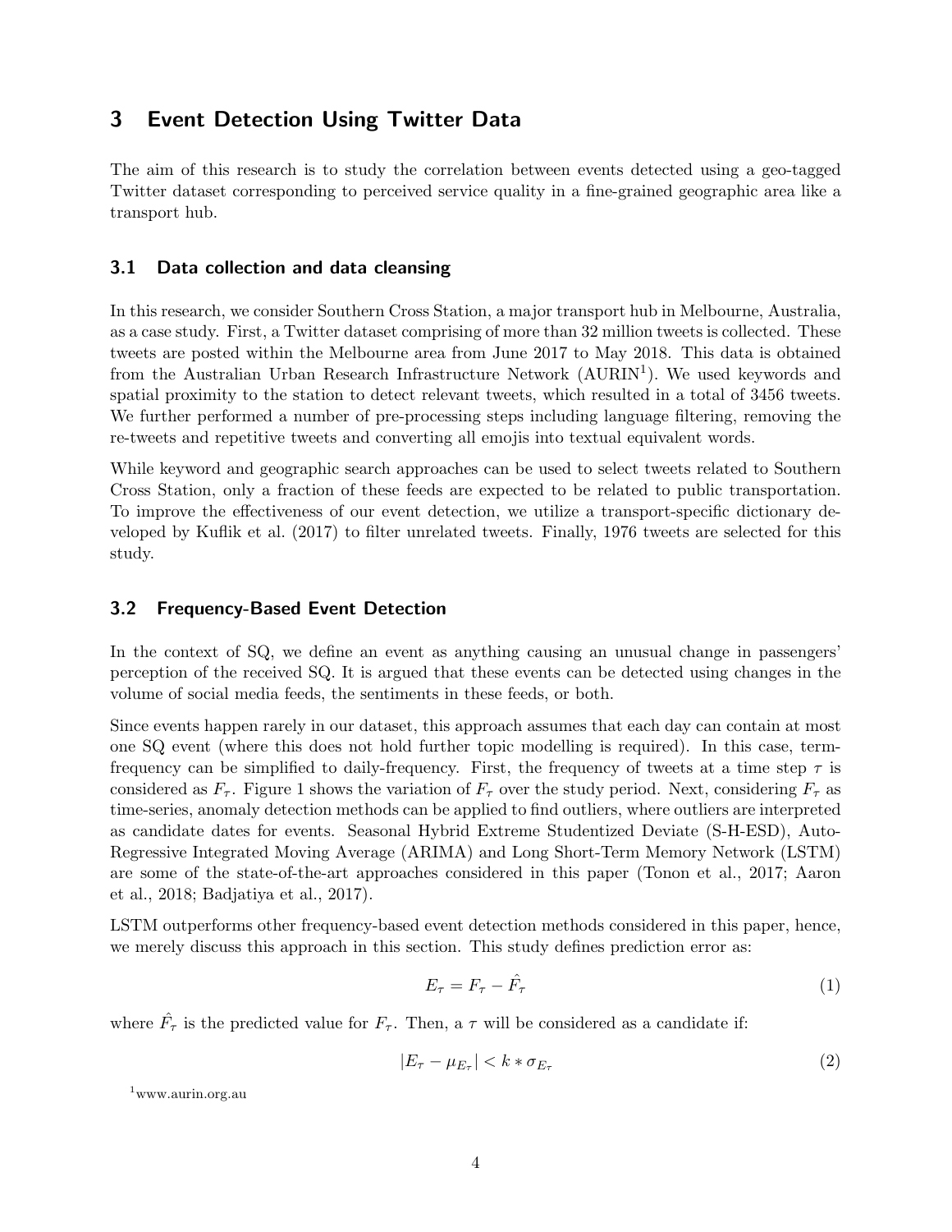# 3 Event Detection Using Twitter Data

The aim of this research is to study the correlation between events detected using a geo-tagged Twitter dataset corresponding to perceived service quality in a fine-grained geographic area like a transport hub.

## 3.1 Data collection and data cleansing

In this research, we consider Southern Cross Station, a major transport hub in Melbourne, Australia, as a case study. First, a Twitter dataset comprising of more than 32 million tweets is collected. These tweets are posted within the Melbourne area from June 2017 to May 2018. This data is obtained from the Australian Urban Research Infrastructure Network (AURIN[1]). We used keywords and spatial proximity to the station to detect relevant tweets, which resulted in a total of 3456 tweets. We further performed a number of pre-processing steps including language filtering, removing the re-tweets and repetitive tweets and converting all emojis into textual equivalent words.

While keyword and geographic search approaches can be used to select tweets related to Southern Cross Station, only a fraction of these feeds are expected to be related to public transportation. To improve the effectiveness of our event detection, we utilize a transport-specific dictionary developed by Kuflik et al. (2017) to filter unrelated tweets. Finally, 1976 tweets are selected for this study.

## 3.2 Frequency-Based Event Detection

In the context of SQ, we define an event as anything causing an unusual change in passengers' perception of the received SQ. It is argued that these events can be detected using changes in the volume of social media feeds, the sentiments in these feeds, or both.

Since events happen rarely in our dataset, this approach assumes that each day can contain at most one SQ event (where this does not hold further topic modelling is required). In this case, term-frequency can be simplified to daily-frequency. First, the frequency of tweets at a time step $\tau$ is considered as $F_\tau$. Figure 1 shows the variation of $F_\tau$ over the study period. Next, considering $F_\tau$ as time-series, anomaly detection methods can be applied to find outliers, where outliers are interpreted as candidate dates for events. Seasonal Hybrid Extreme Studentized Deviate (S-H-ESD), Auto-Regressive Integrated Moving Average (ARIMA) and Long Short-Term Memory Network (LSTM) are some of the state-of-the-art approaches considered in this paper (Tonon et al., 2017; Aaron et al., 2018; Badjatiya et al., 2017).

LSTM outperforms other frequency-based event detection methods considered in this paper, hence, we merely discuss this approach in this section. This study defines prediction error as:

$$E_\tau = F_\tau - \hat{F_\tau} \tag{1}$$

where $\hat{F_\tau}$ is the predicted value for $F_\tau$. Then, a $\tau$ will be considered as a candidate if:

$$|E_\tau - \mu_{E_\tau}| < k * \sigma_{E_\tau} \tag{2}$$

[1] www.aurin.org.au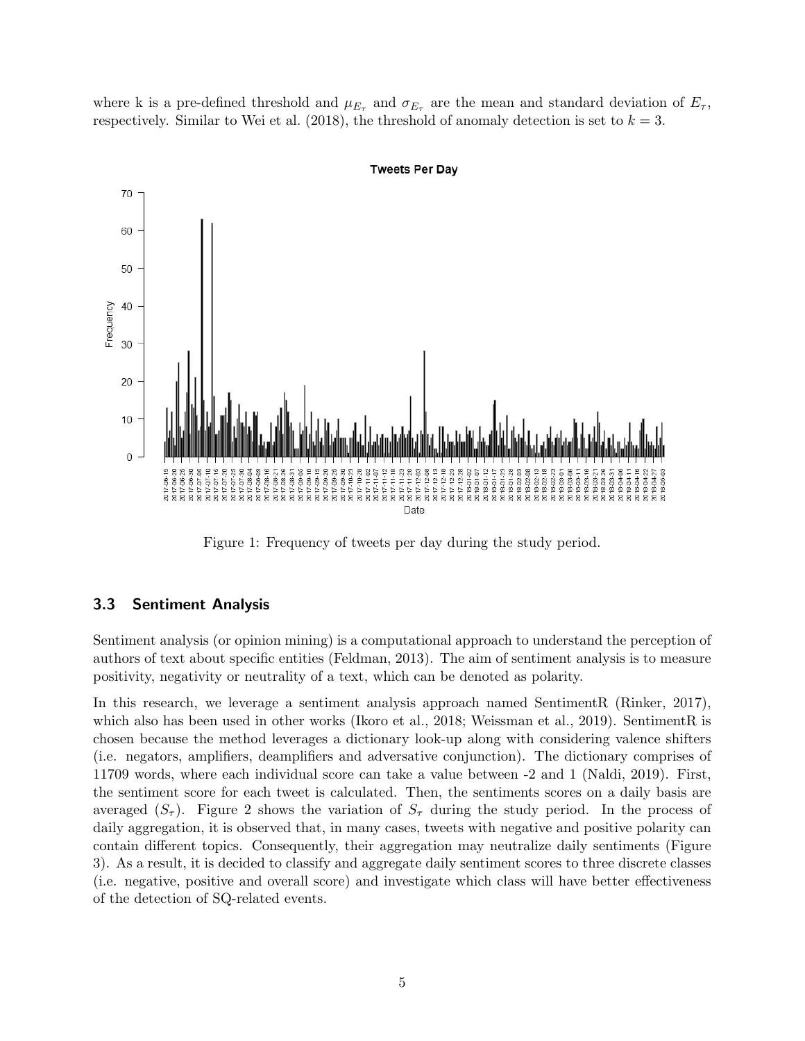where k is a pre-defined threshold and $\mu_{E_\tau}$ and $\sigma_{E_\tau}$ are the mean and standard deviation of $E_\tau$, respectively. Similar to Wei et al. (2018), the threshold of anomaly detection is set to $k = 3$.

Figure 1: Frequency of tweets per day during the study period.

### 3.3 Sentiment Analysis

Sentiment analysis (or opinion mining) is a computational approach to understand the perception of authors of text about specific entities (Feldman, 2013). The aim of sentiment analysis is to measure positivity, negativity or neutrality of a text, which can be denoted as polarity.

In this research, we leverage a sentiment analysis approach named SentimentR (Rinker, 2017), which also has been used in other works (Ikoro et al., 2018; Weissman et al., 2019). SentimentR is chosen because the method leverages a dictionary look-up along with considering valence shifters (i.e. negators, amplifiers, deamplifiers and adversative conjunction). The dictionary comprises of 11709 words, where each individual score can take a value between -2 and 1 (Naldi, 2019). First, the sentiment score for each tweet is calculated. Then, the sentiments scores on a daily basis are averaged ($S_\tau$). Figure 2 shows the variation of $S_\tau$ during the study period. In the process of daily aggregation, it is observed that, in many cases, tweets with negative and positive polarity can contain different topics. Consequently, their aggregation may neutralize daily sentiments (Figure 3). As a result, it is decided to classify and aggregate daily sentiment scores to three discrete classes (i.e. negative, positive and overall score) and investigate which class will have better effectiveness of the detection of SQ-related events.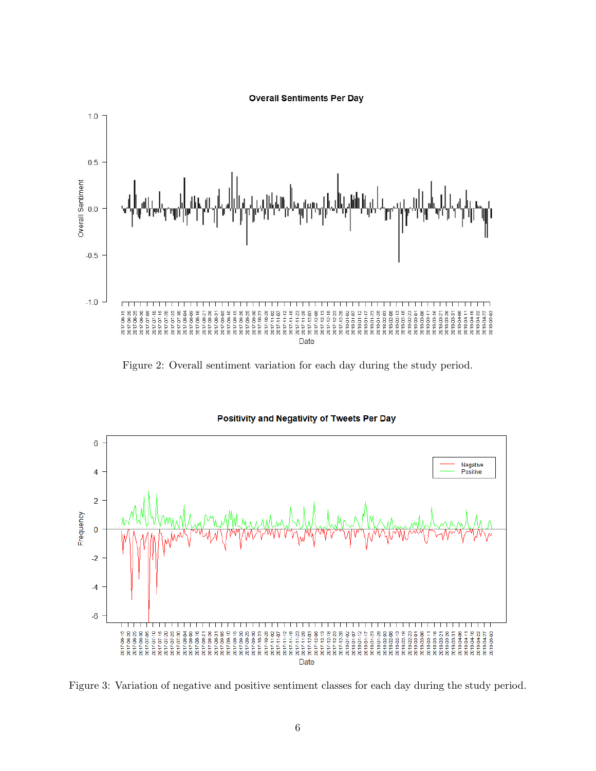Figure 2: Overall sentiment variation for each day during the study period.

Figure 3: Variation of negative and positive sentiment classes for each day during the study period.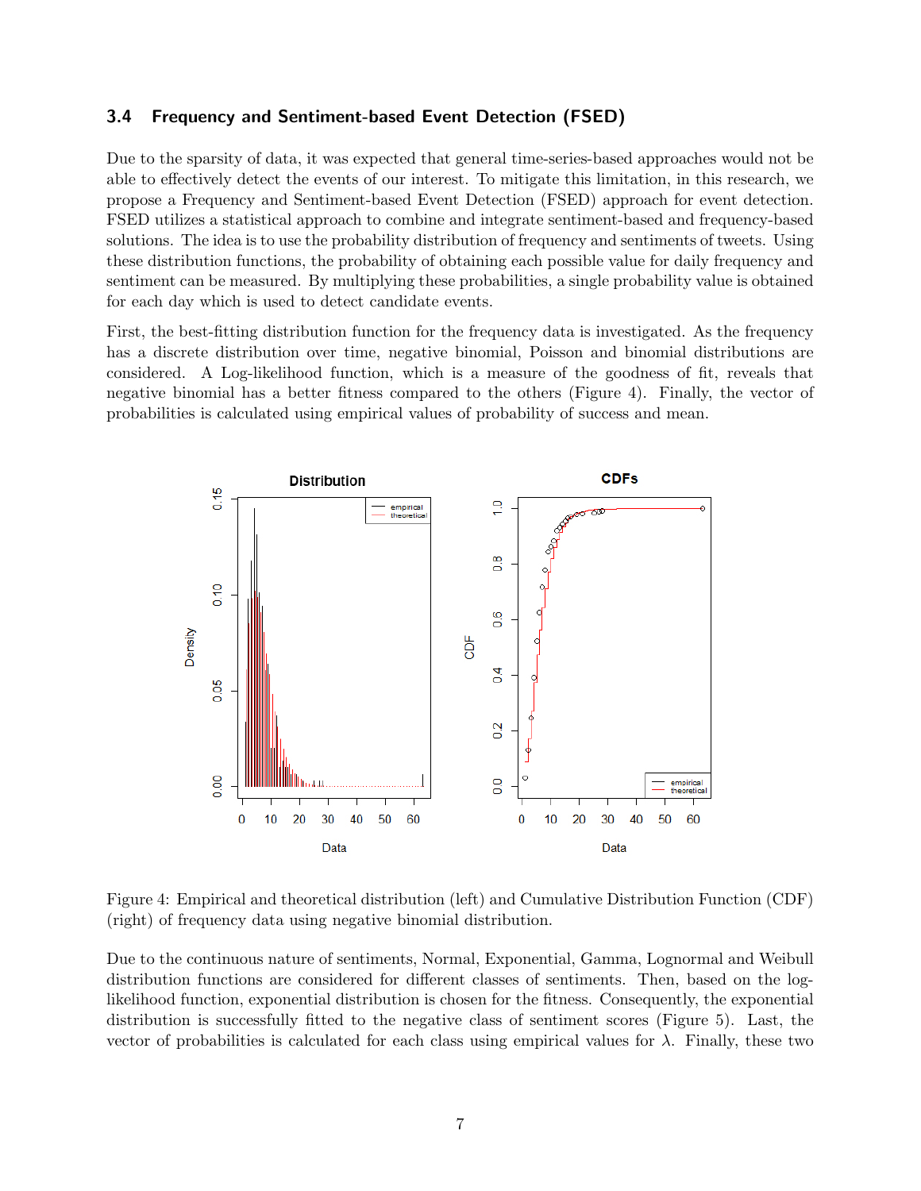### 3.4 Frequency and Sentiment-based Event Detection (FSED)

Due to the sparsity of data, it was expected that general time-series-based approaches would not be able to effectively detect the events of our interest. To mitigate this limitation, in this research, we propose a Frequency and Sentiment-based Event Detection (FSED) approach for event detection. FSED utilizes a statistical approach to combine and integrate sentiment-based and frequency-based solutions. The idea is to use the probability distribution of frequency and sentiments of tweets. Using these distribution functions, the probability of obtaining each possible value for daily frequency and sentiment can be measured. By multiplying these probabilities, a single probability value is obtained for each day which is used to detect candidate events.

First, the best-fitting distribution function for the frequency data is investigated. As the frequency has a discrete distribution over time, negative binomial, Poisson and binomial distributions are considered. A Log-likelihood function, which is a measure of the goodness of fit, reveals that negative binomial has a better fitness compared to the others (Figure 4). Finally, the vector of probabilities is calculated using empirical values of probability of success and mean.

Figure 4: Empirical and theoretical distribution (left) and Cumulative Distribution Function (CDF) (right) of frequency data using negative binomial distribution.

Due to the continuous nature of sentiments, Normal, Exponential, Gamma, Lognormal and Weibull distribution functions are considered for different classes of sentiments. Then, based on the log-likelihood function, exponential distribution is chosen for the fitness. Consequently, the exponential distribution is successfully fitted to the negative class of sentiment scores (Figure 5). Last, the vector of probabilities is calculated for each class using empirical values for $\lambda$. Finally, these two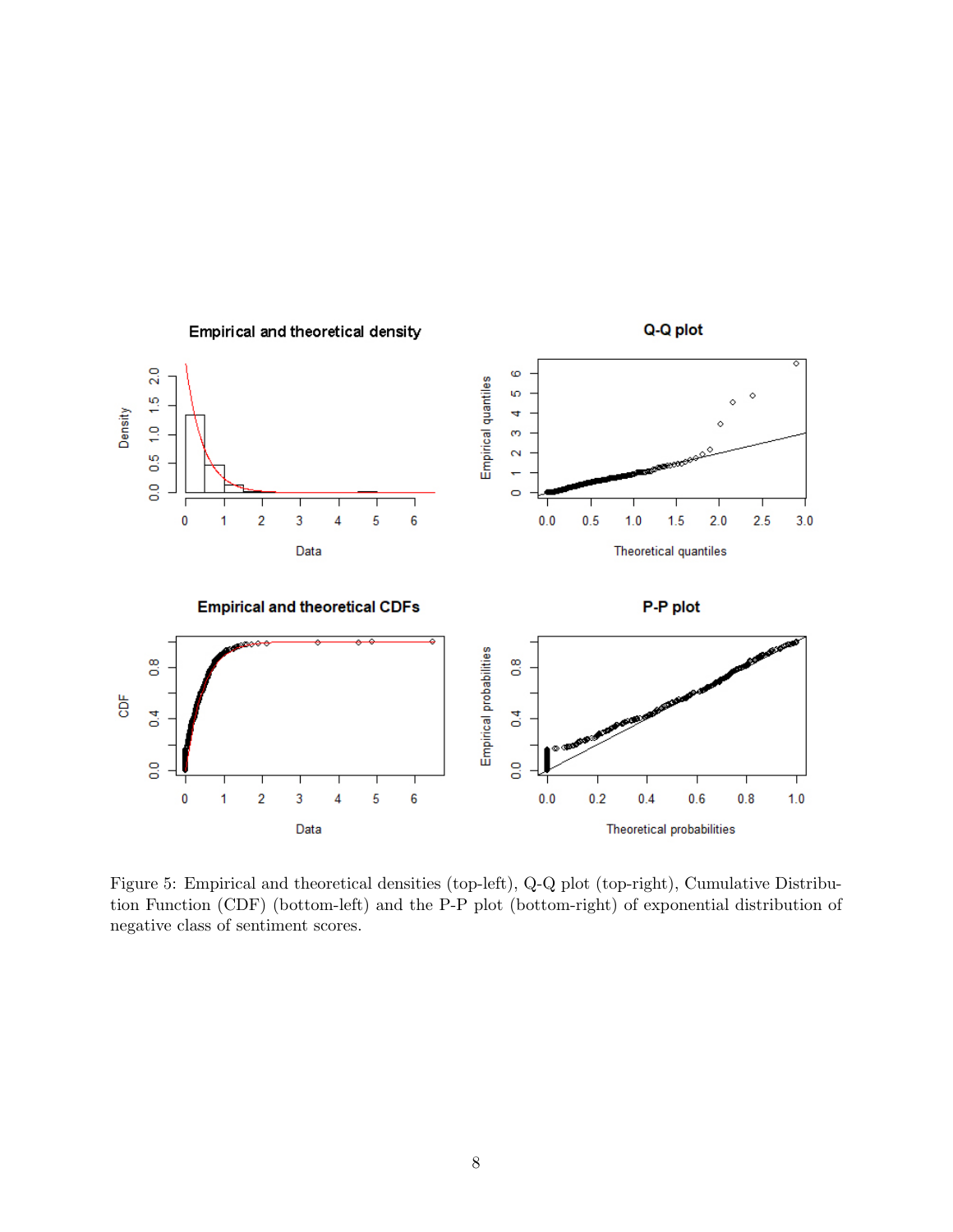Figure 5: Empirical and theoretical densities (top-left), Q-Q plot (top-right), Cumulative Distribution Function (CDF) (bottom-left) and the P-P plot (bottom-right) of exponential distribution of negative class of sentiment scores.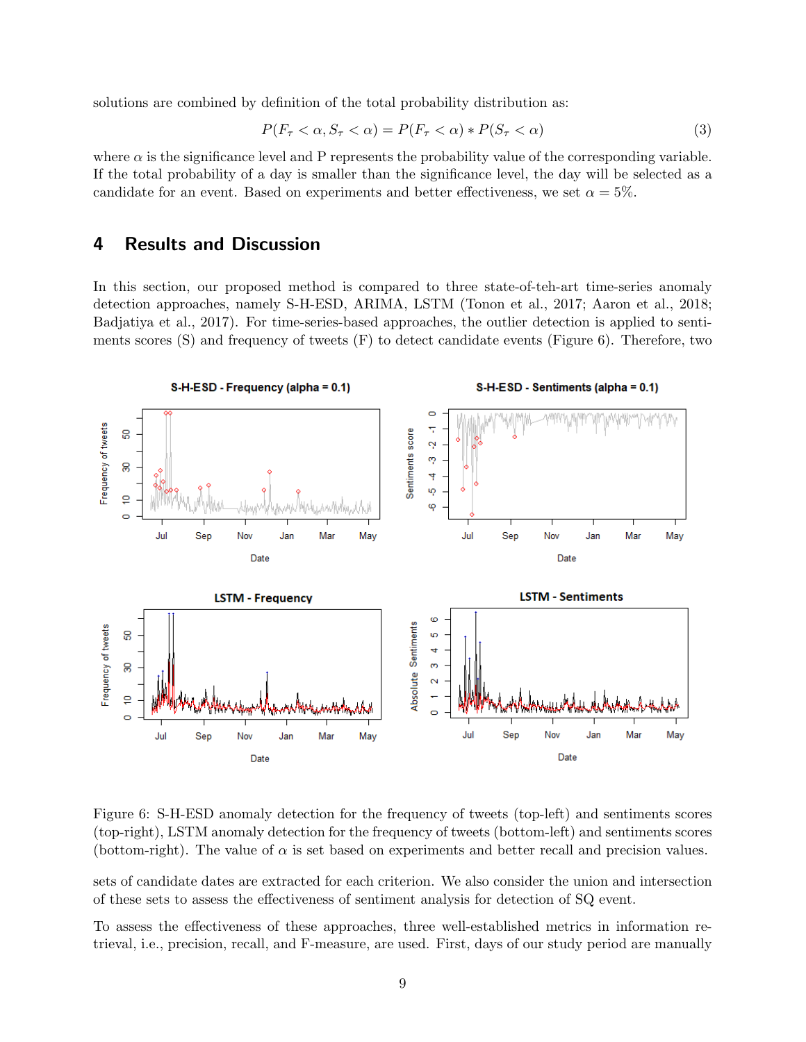solutions are combined by definition of the total probability distribution as:

$$P(F_\tau < \alpha, S_\tau < \alpha) = P(F_\tau < \alpha) * P(S_\tau < \alpha) \tag{3}$$

where $\alpha$ is the significance level and P represents the probability value of the corresponding variable. If the total probability of a day is smaller than the significance level, the day will be selected as a candidate for an event. Based on experiments and better effectiveness, we set $\alpha = 5\%$.

# 4 Results and Discussion

In this section, our proposed method is compared to three state-of-teh-art time-series anomaly detection approaches, namely S-H-ESD, ARIMA, LSTM (Tonon et al., 2017; Aaron et al., 2018; Badjatiya et al., 2017). For time-series-based approaches, the outlier detection is applied to sentiments scores (S) and frequency of tweets (F) to detect candidate events (Figure 6). Therefore, two sets of candidate dates are extracted for each criterion. We also consider the union and intersection of these sets to assess the effectiveness of sentiment analysis for detection of SQ event.

Figure 6: S-H-ESD anomaly detection for the frequency of tweets (top-left) and sentiments scores (top-right), LSTM anomaly detection for the frequency of tweets (bottom-left) and sentiments scores (bottom-right). The value of $\alpha$ is set based on experiments and better recall and precision values.

To assess the effectiveness of these approaches, three well-established metrics in information retrieval, i.e., precision, recall, and F-measure, are used. First, days of our study period are manually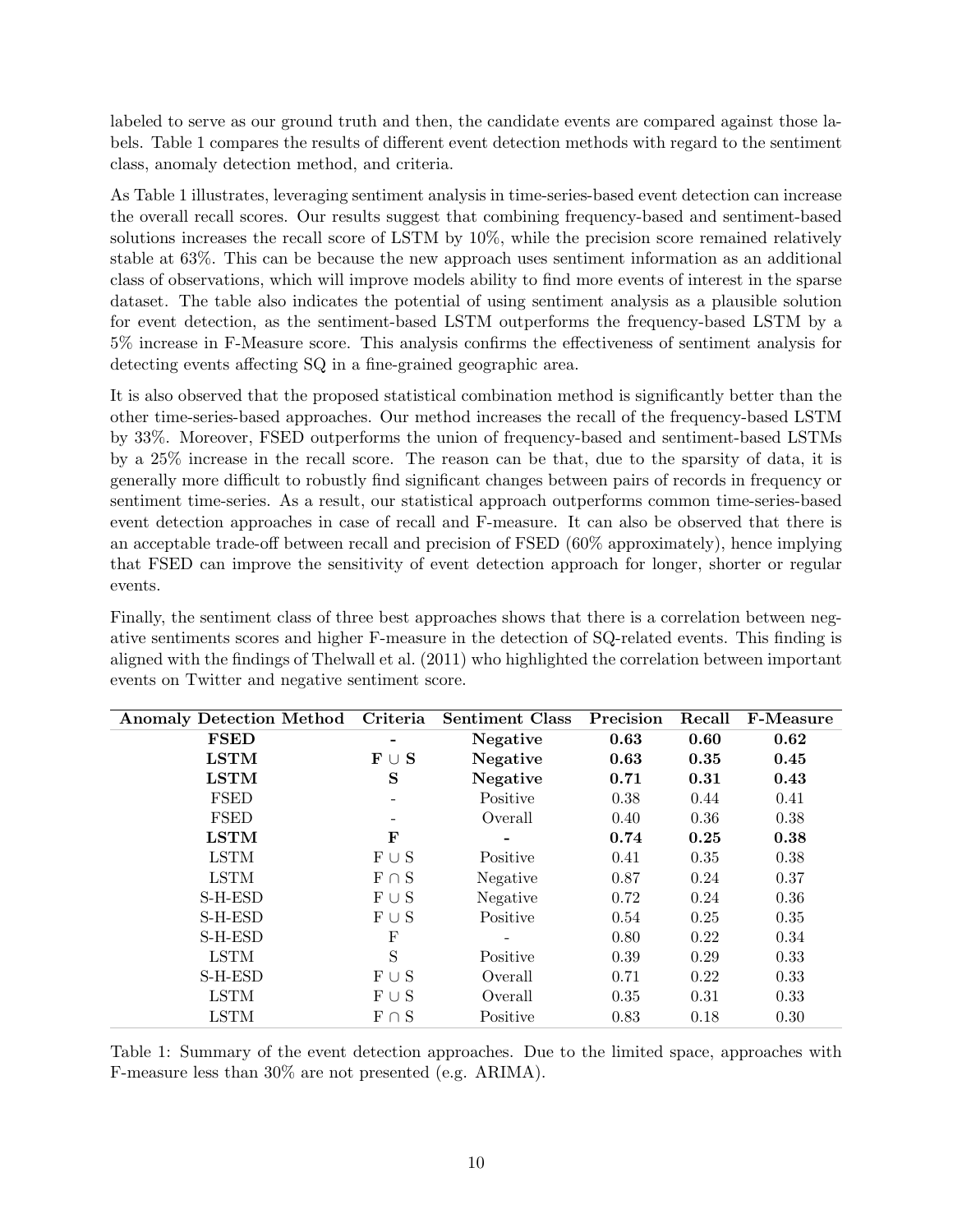labeled to serve as our ground truth and then, the candidate events are compared against those labels. Table 1 compares the results of different event detection methods with regard to the sentiment class, anomaly detection method, and criteria.

As Table 1 illustrates, leveraging sentiment analysis in time-series-based event detection can increase the overall recall scores. Our results suggest that combining frequency-based and sentiment-based solutions increases the recall score of LSTM by 10%, while the precision score remained relatively stable at 63%. This can be because the new approach uses sentiment information as an additional class of observations, which will improve models ability to find more events of interest in the sparse dataset. The table also indicates the potential of using sentiment analysis as a plausible solution for event detection, as the sentiment-based LSTM outperforms the frequency-based LSTM by a 5% increase in F-Measure score. This analysis confirms the effectiveness of sentiment analysis for detecting events affecting SQ in a fine-grained geographic area.

It is also observed that the proposed statistical combination method is significantly better than the other time-series-based approaches. Our method increases the recall of the frequency-based LSTM by 33%. Moreover, FSED outperforms the union of frequency-based and sentiment-based LSTMs by a 25% increase in the recall score. The reason can be that, due to the sparsity of data, it is generally more difficult to robustly find significant changes between pairs of records in frequency or sentiment time-series. As a result, our statistical approach outperforms common time-series-based event detection approaches in case of recall and F-measure. It can also be observed that there is an acceptable trade-off between recall and precision of FSED (60% approximately), hence implying that FSED can improve the sensitivity of event detection approach for longer, shorter or regular events.

Finally, the sentiment class of three best approaches shows that there is a correlation between negative sentiments scores and higher F-measure in the detection of SQ-related events. This finding is aligned with the findings of Thelwall et al. (2011) who highlighted the correlation between important events on Twitter and negative sentiment score.

| Anomaly Detection Method | Criteria | Sentiment Class | Precision | Recall | F-Measure |
|---|---|---|---|---|---|
| **FSED** | **-** | **Negative** | **0.63** | **0.60** | **0.62** |
| **LSTM** | **$F \cup S$** | **Negative** | **0.63** | **0.35** | **0.45** |
| **LSTM** | **S** | **Negative** | **0.71** | **0.31** | **0.43** |
| FSED | - | Positive | 0.38 | 0.44 | 0.41 |
| FSED | - | Overall | 0.40 | 0.36 | 0.38 |
| **LSTM** | **F** | **-** | **0.74** | **0.25** | **0.38** |
| LSTM | $F \cup S$ | Positive | 0.41 | 0.35 | 0.38 |
| LSTM | $F \cap S$ | Negative | 0.87 | 0.24 | 0.37 |
| S-H-ESD | $F \cup S$ | Negative | 0.72 | 0.24 | 0.36 |
| S-H-ESD | $F \cup S$ | Positive | 0.54 | 0.25 | 0.35 |
| S-H-ESD | F | - | 0.80 | 0.22 | 0.34 |
| LSTM | S | Positive | 0.39 | 0.29 | 0.33 |
| S-H-ESD | $F \cup S$ | Overall | 0.71 | 0.22 | 0.33 |
| LSTM | $F \cup S$ | Overall | 0.35 | 0.31 | 0.33 |
| LSTM | $F \cap S$ | Positive | 0.83 | 0.18 | 0.30 |

Table 1: Summary of the event detection approaches. Due to the limited space, approaches with F-measure less than 30% are not presented (e.g. ARIMA).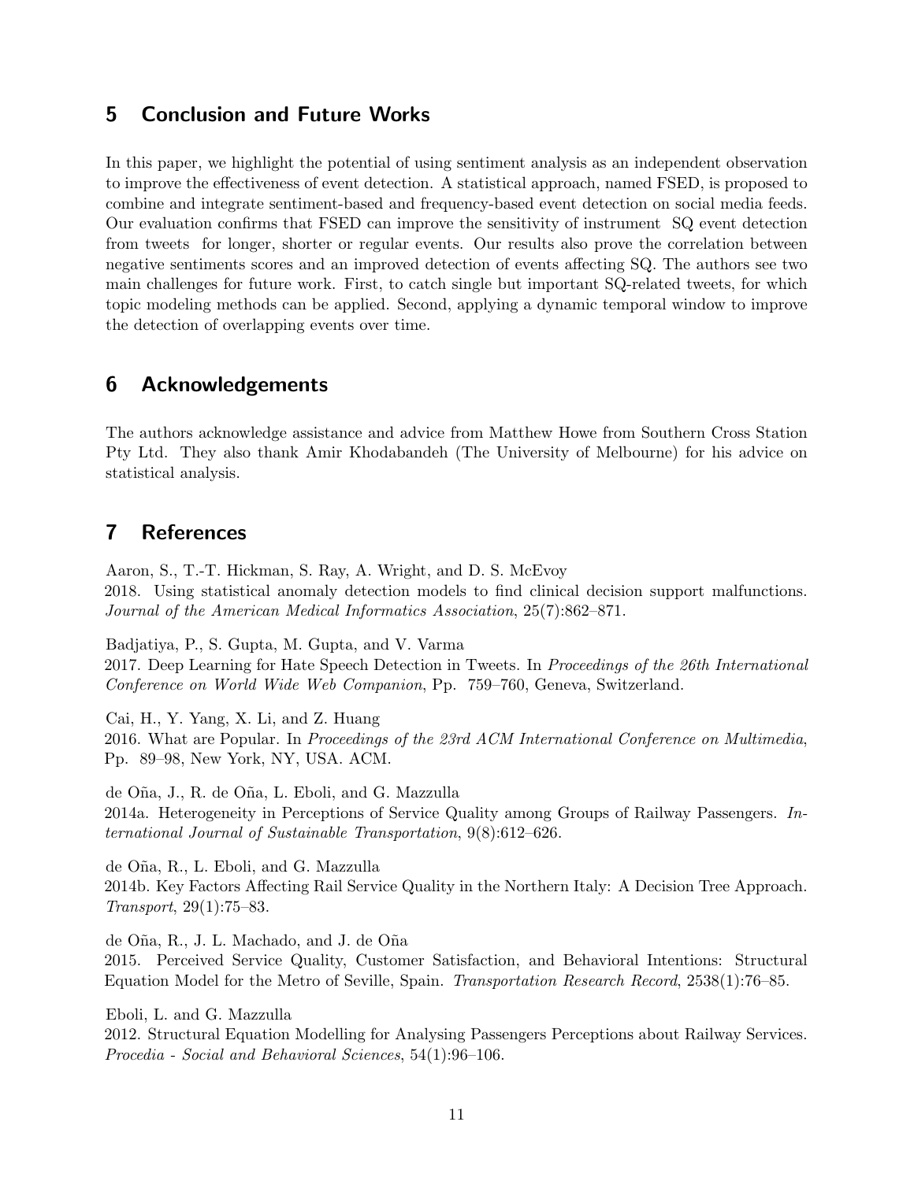## 5 Conclusion and Future Works

In this paper, we highlight the potential of using sentiment analysis as an independent observation to improve the effectiveness of event detection. A statistical approach, named FSED, is proposed to combine and integrate sentiment-based and frequency-based event detection on social media feeds. Our evaluation confirms that FSED can improve the sensitivity of instrument SQ event detection from tweets for longer, shorter or regular events. Our results also prove the correlation between negative sentiments scores and an improved detection of events affecting SQ. The authors see two main challenges for future work. First, to catch single but important SQ-related tweets, for which topic modeling methods can be applied. Second, applying a dynamic temporal window to improve the detection of overlapping events over time.

## 6 Acknowledgements

The authors acknowledge assistance and advice from Matthew Howe from Southern Cross Station Pty Ltd. They also thank Amir Khodabandeh (The University of Melbourne) for his advice on statistical analysis.

## 7 References

Aaron, S., T.-T. Hickman, S. Ray, A. Wright, and D. S. McEvoy
2018. Using statistical anomaly detection models to find clinical decision support malfunctions. *Journal of the American Medical Informatics Association*, 25(7):862–871.

Badjatiya, P., S. Gupta, M. Gupta, and V. Varma
2017. Deep Learning for Hate Speech Detection in Tweets. In *Proceedings of the 26th International Conference on World Wide Web Companion*, Pp. 759–760, Geneva, Switzerland.

Cai, H., Y. Yang, X. Li, and Z. Huang
2016. What are Popular. In *Proceedings of the 23rd ACM International Conference on Multimedia*, Pp. 89–98, New York, NY, USA. ACM.

de Oña, J., R. de Oña, L. Eboli, and G. Mazzulla
2014a. Heterogeneity in Perceptions of Service Quality among Groups of Railway Passengers. *International Journal of Sustainable Transportation*, 9(8):612–626.

de Oña, R., L. Eboli, and G. Mazzulla
2014b. Key Factors Affecting Rail Service Quality in the Northern Italy: A Decision Tree Approach. *Transport*, 29(1):75–83.

de Oña, R., J. L. Machado, and J. de Oña
2015. Perceived Service Quality, Customer Satisfaction, and Behavioral Intentions: Structural Equation Model for the Metro of Seville, Spain. *Transportation Research Record*, 2538(1):76–85.

Eboli, L. and G. Mazzulla
2012. Structural Equation Modelling for Analysing Passengers Perceptions about Railway Services. *Procedia - Social and Behavioral Sciences*, 54(1):96–106.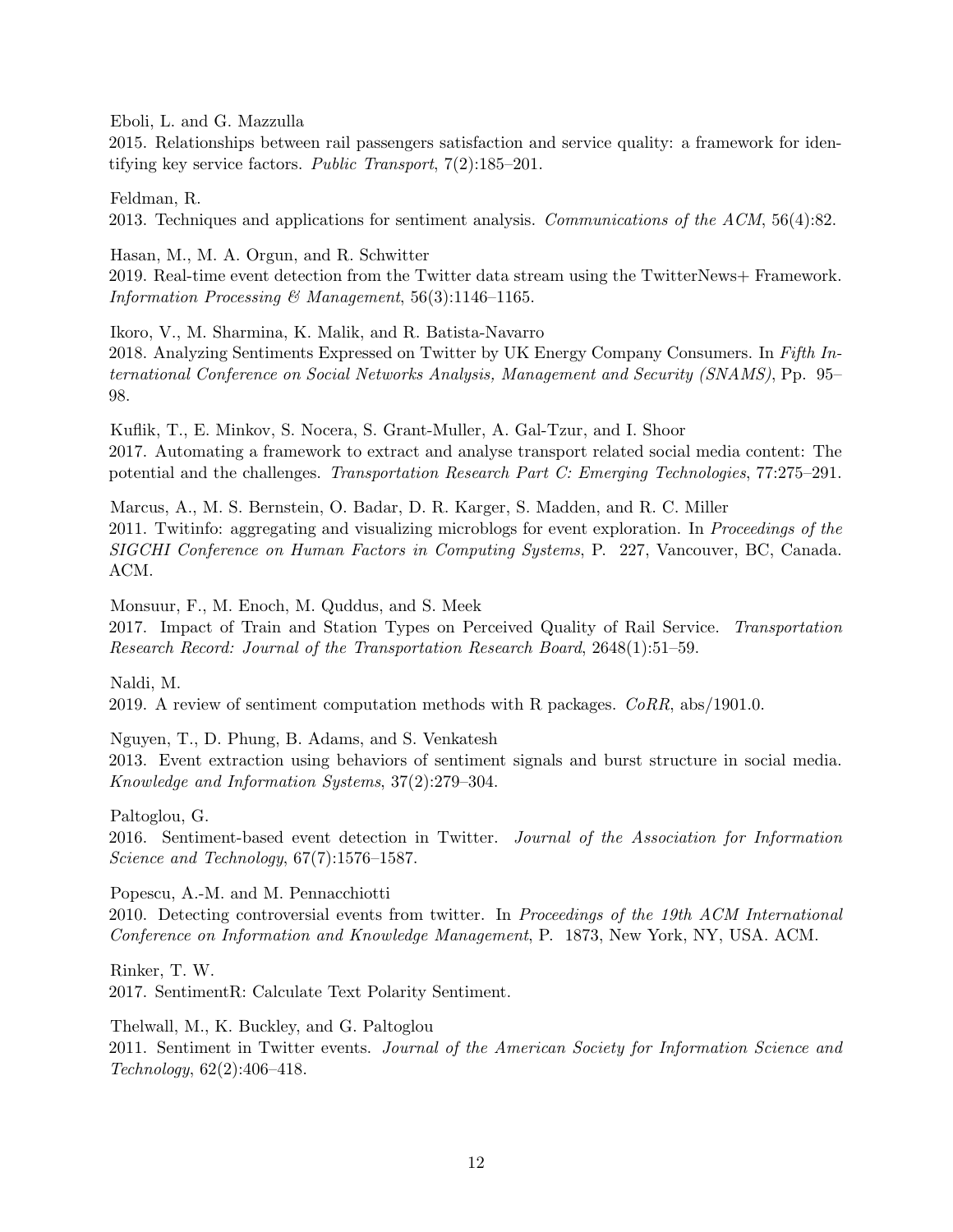Eboli, L. and G. Mazzulla
2015. Relationships between rail passengers satisfaction and service quality: a framework for identifying key service factors. *Public Transport*, 7(2):185–201.

Feldman, R.
2013. Techniques and applications for sentiment analysis. *Communications of the ACM*, 56(4):82.

Hasan, M., M. A. Orgun, and R. Schwitter
2019. Real-time event detection from the Twitter data stream using the TwitterNews+ Framework. *Information Processing & Management*, 56(3):1146–1165.

Ikoro, V., M. Sharmina, K. Malik, and R. Batista-Navarro
2018. Analyzing Sentiments Expressed on Twitter by UK Energy Company Consumers. In *Fifth International Conference on Social Networks Analysis, Management and Security (SNAMS)*, Pp. 95–98.

Kuflik, T., E. Minkov, S. Nocera, S. Grant-Muller, A. Gal-Tzur, and I. Shoor
2017. Automating a framework to extract and analyse transport related social media content: The potential and the challenges. *Transportation Research Part C: Emerging Technologies*, 77:275–291.

Marcus, A., M. S. Bernstein, O. Badar, D. R. Karger, S. Madden, and R. C. Miller
2011. Twitinfo: aggregating and visualizing microblogs for event exploration. In *Proceedings of the SIGCHI Conference on Human Factors in Computing Systems*, P. 227, Vancouver, BC, Canada. ACM.

Monsuur, F., M. Enoch, M. Quddus, and S. Meek
2017. Impact of Train and Station Types on Perceived Quality of Rail Service. *Transportation Research Record: Journal of the Transportation Research Board*, 2648(1):51–59.

Naldi, M.
2019. A review of sentiment computation methods with R packages. *CoRR*, abs/1901.0.

Nguyen, T., D. Phung, B. Adams, and S. Venkatesh
2013. Event extraction using behaviors of sentiment signals and burst structure in social media. *Knowledge and Information Systems*, 37(2):279–304.

Paltoglou, G.
2016. Sentiment-based event detection in Twitter. *Journal of the Association for Information Science and Technology*, 67(7):1576–1587.

Popescu, A.-M. and M. Pennacchiotti
2010. Detecting controversial events from twitter. In *Proceedings of the 19th ACM International Conference on Information and Knowledge Management*, P. 1873, New York, NY, USA. ACM.

Rinker, T. W.
2017. SentimentR: Calculate Text Polarity Sentiment.

Thelwall, M., K. Buckley, and G. Paltoglou
2011. Sentiment in Twitter events. *Journal of the American Society for Information Science and Technology*, 62(2):406–418.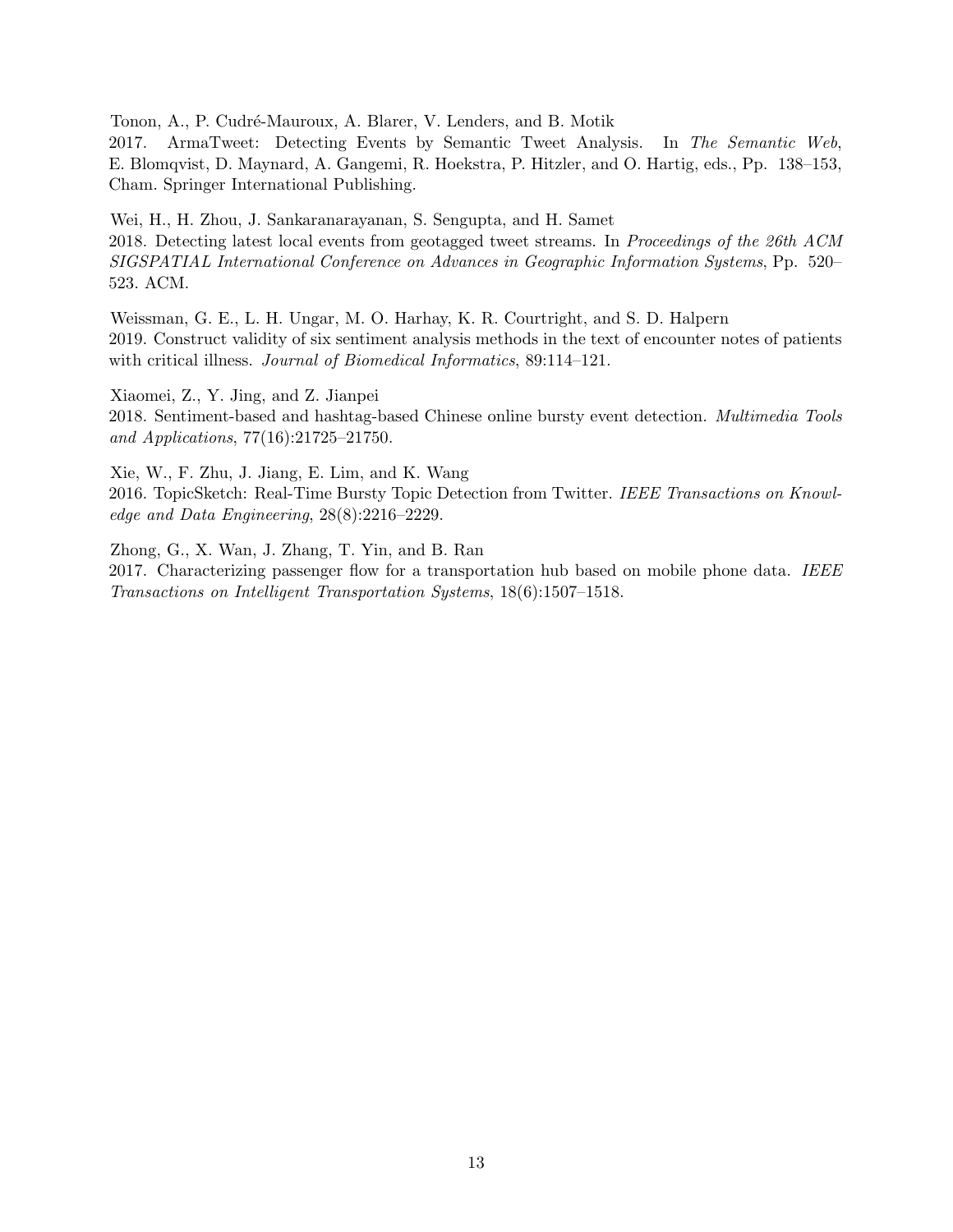Tonon, A., P. Cudré-Mauroux, A. Blarer, V. Lenders, and B. Motik
2017. ArmaTweet: Detecting Events by Semantic Tweet Analysis. In *The Semantic Web*, E. Blomqvist, D. Maynard, A. Gangemi, R. Hoekstra, P. Hitzler, and O. Hartig, eds., Pp. 138–153, Cham. Springer International Publishing.

Wei, H., H. Zhou, J. Sankaranarayanan, S. Sengupta, and H. Samet
2018. Detecting latest local events from geotagged tweet streams. In *Proceedings of the 26th ACM SIGSPATIAL International Conference on Advances in Geographic Information Systems*, Pp. 520–523. ACM.

Weissman, G. E., L. H. Ungar, M. O. Harhay, K. R. Courtright, and S. D. Halpern
2019. Construct validity of six sentiment analysis methods in the text of encounter notes of patients with critical illness. *Journal of Biomedical Informatics*, 89:114–121.

Xiaomei, Z., Y. Jing, and Z. Jianpei
2018. Sentiment-based and hashtag-based Chinese online bursty event detection. *Multimedia Tools and Applications*, 77(16):21725–21750.

Xie, W., F. Zhu, J. Jiang, E. Lim, and K. Wang
2016. TopicSketch: Real-Time Bursty Topic Detection from Twitter. *IEEE Transactions on Knowledge and Data Engineering*, 28(8):2216–2229.

Zhong, G., X. Wan, J. Zhang, T. Yin, and B. Ran
2017. Characterizing passenger flow for a transportation hub based on mobile phone data. *IEEE Transactions on Intelligent Transportation Systems*, 18(6):1507–1518.